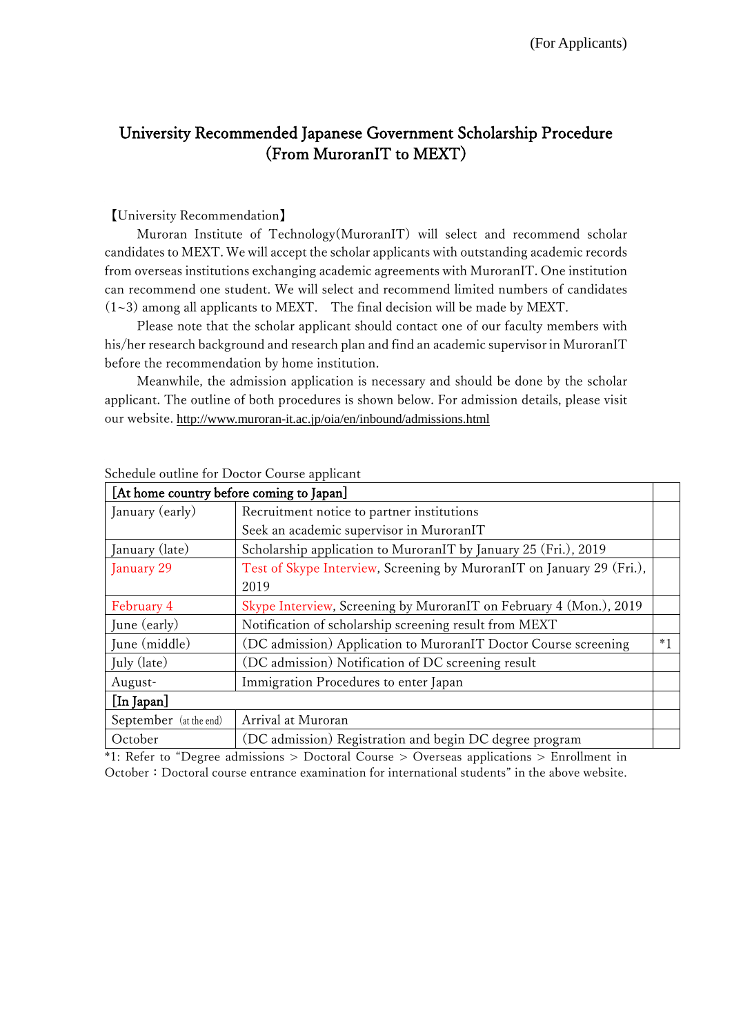(For Applicants)

# University Recommended Japanese Government Scholarship Procedure (From MuroranIT to MEXT)

【University Recommendation】

Muroran Institute of Technology(MuroranIT) will select and recommend scholar candidates to MEXT. We will accept the scholar applicants with outstanding academic records from overseas institutions exchanging academic agreements with MuroranIT. One institution can recommend one student. We will select and recommend limited numbers of candidates (1~3) among all applicants to MEXT.　The final decision will be made by MEXT.

Please note that the scholar applicant should contact one of our faculty members with his/her research background and research plan and find an academic supervisor in MuroranIT before the recommendation by home institution.

Meanwhile, the admission application is necessary and should be done by the scholar applicant. The outline of both procedures is shown below. For admission details, please visit our website. http://www.muroran-it.ac.jp/oia/en/inbound/admissions.html

Schedule outline for Doctor Course applicant

| | | |
|---|---|---|
| [At home country before coming to Japan] | | |
| January (early) | Recruitment notice to partner institutions<br>Seek an academic supervisor in MuroranIT | |
| January (late) | Scholarship application to MuroranIT by January 25 (Fri.), 2019 | |
| January 29 | Test of Skype Interview, Screening by MuroranIT on January 29 (Fri.), 2019 | |
| February 4 | Skype Interview, Screening by MuroranIT on February 4 (Mon.), 2019 | |
| June (early) | Notification of scholarship screening result from MEXT | |
| June (middle) | (DC admission) Application to MuroranIT Doctor Course screening | *1 |
| July (late) | (DC admission) Notification of DC screening result | |
| August- | Immigration Procedures to enter Japan | |
| [In Japan] | | |
| September (at the end) | Arrival at Muroran | |
| October | (DC admission) Registration and begin DC degree program | |

*1: Refer to "Degree admissions > Doctoral Course > Overseas applications > Enrollment in October：Doctoral course entrance examination for international students" in the above website.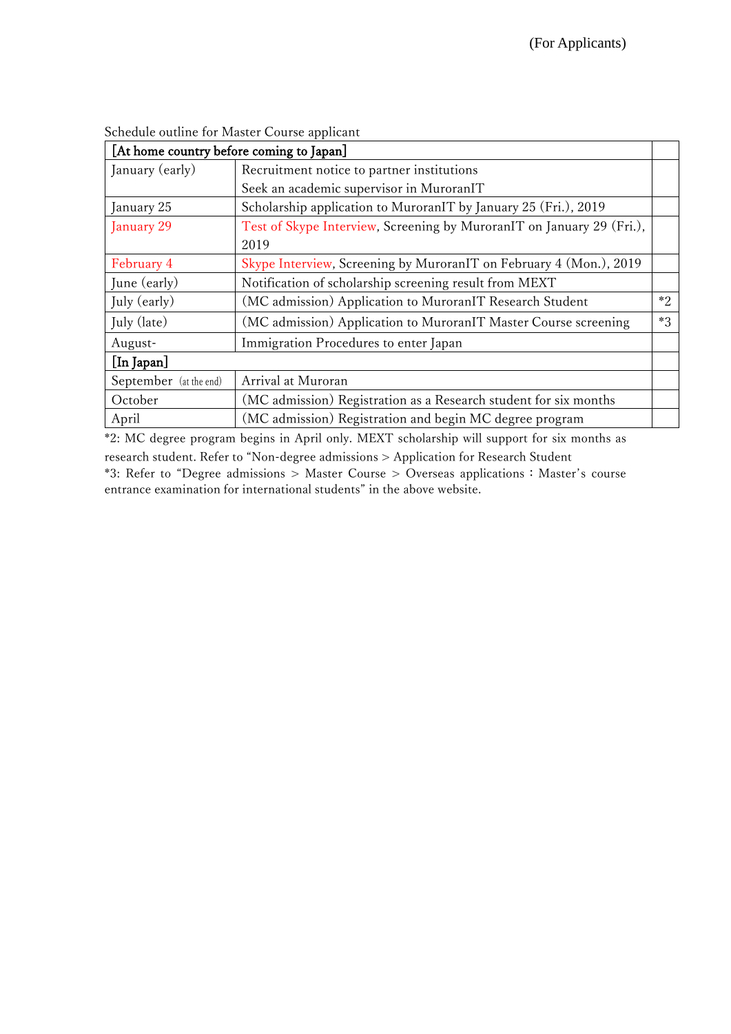(For Applicants)

Schedule outline for Master Course applicant

| | | |
|---|---|---|
| [At home country before coming to Japan] | | |
| January (early) | Recruitment notice to partner institutions<br>Seek an academic supervisor in MuroranIT | |
| January 25 | Scholarship application to MuroranIT by January 25 (Fri.), 2019 | |
| January 29 | Test of Skype Interview, Screening by MuroranIT on January 29 (Fri.), 2019 | |
| February 4 | Skype Interview, Screening by MuroranIT on February 4 (Mon.), 2019 | |
| June (early) | Notification of scholarship screening result from MEXT | |
| July (early) | (MC admission) Application to MuroranIT Research Student | *2 |
| July (late) | (MC admission) Application to MuroranIT Master Course screening | *3 |
| August- | Immigration Procedures to enter Japan | |
| [In Japan] | | |
| September (at the end) | Arrival at Muroran | |
| October | (MC admission) Registration as a Research student for six months | |
| April | (MC admission) Registration and begin MC degree program | |

*2: MC degree program begins in April only. MEXT scholarship will support for six months as research student. Refer to "Non-degree admissions > Application for Research Student

*3: Refer to "Degree admissions > Master Course > Overseas applications：Master's course entrance examination for international students" in the above website.